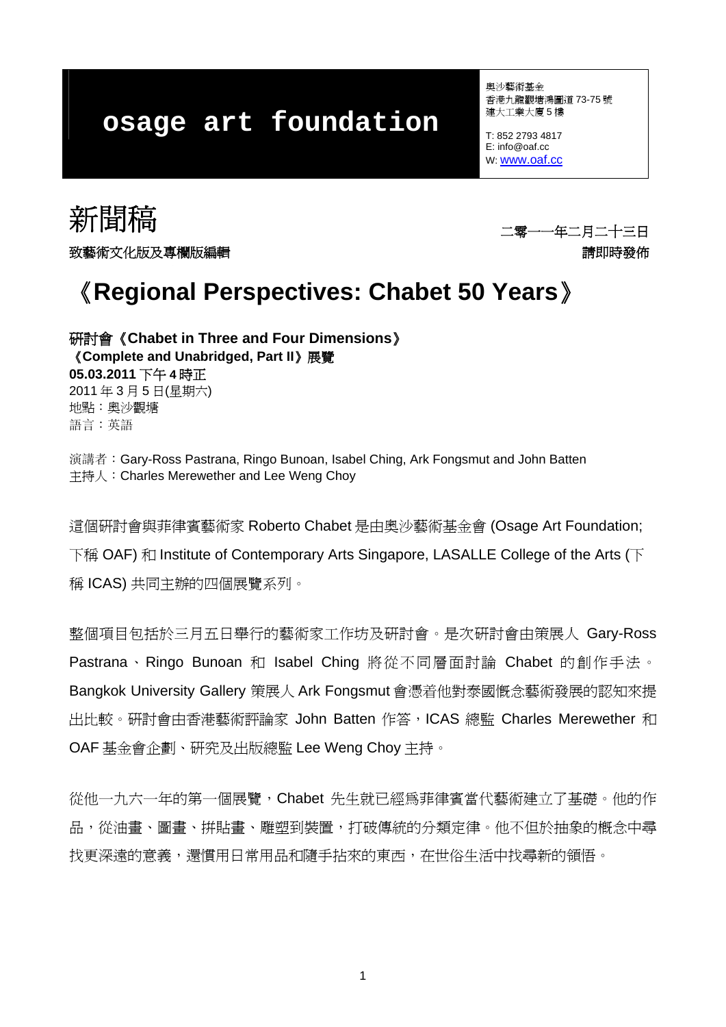**osage art foundation**

奧沙藝術基金
香港九龍觀塘鴻圖道 73-75 號
建大工業大廈 5 樓

T: 852 2793 4817
E: info@oaf.cc
W: www.oaf.cc

# 新聞稿

二零一一年二月二十三日

**致藝術文化版及專欄版編輯**

**請即時發佈**

# 《Regional Perspectives: Chabet 50 Years》

**研討會《Chabet in Three and Four Dimensions》**
**《Complete and Unabridged, Part II》展覽**
**05.03.2011 下午 4 時正**
2011 年 3 月 5 日(星期六)
地點：奧沙觀塘
語言：英語

演講者：Gary-Ross Pastrana, Ringo Bunoan, Isabel Ching, Ark Fongsmut and John Batten
主持人：Charles Merewether and Lee Weng Choy

這個研討會與菲律賓藝術家 Roberto Chabet 是由奧沙藝術基金會 (Osage Art Foundation; 下稱 OAF) 和 Institute of Contemporary Arts Singapore, LASALLE College of the Arts (下稱 ICAS) 共同主辦的四個展覽系列。

整個項目包括於三月五日舉行的藝術家工作坊及研討會。是次研討會由策展人 Gary-Ross Pastrana、Ringo Bunoan 和 Isabel Ching 將從不同層面討論 Chabet 的創作手法。Bangkok University Gallery 策展人 Ark Fongsmut 會憑着他對泰國概念藝術發展的認知來提出比較。研討會由香港藝術評論家 John Batten 作答，ICAS 總監 Charles Merewether 和 OAF 基金會企劃、研究及出版總監 Lee Weng Choy 主持。

從他一九六一年的第一個展覽，Chabet 先生就已經為菲律賓當代藝術建立了基礎。他的作品，從油畫、圖畫、拼貼畫、雕塑到裝置，打破傳統的分類定律。他不但於抽象的概念中尋找更深遠的意義，還慣用日常用品和隨手拈來的東西，在世俗生活中找尋新的領悟。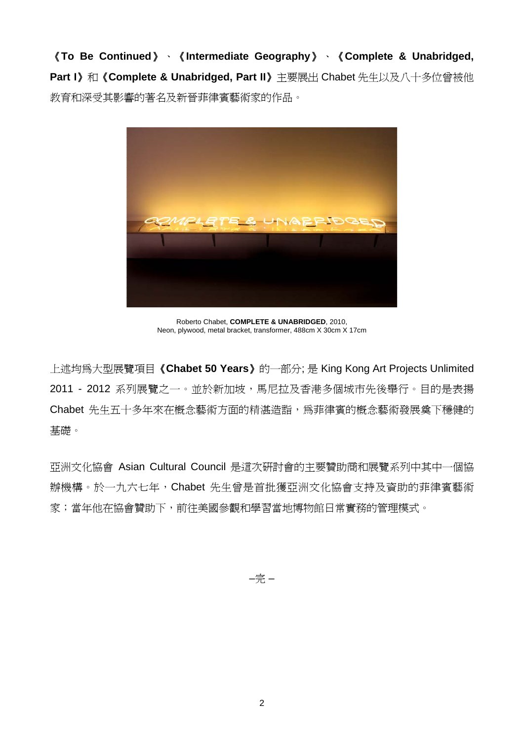**《To Be Continued》**、**《Intermediate Geography》**、**《Complete & Unabridged, Part I》**和**《Complete & Unabridged, Part II》**主要展出 Chabet 先生以及八十多位曾被他教育和深受其影響的著名及新晉菲律賓藝術家的作品。

Roberto Chabet, **COMPLETE & UNABRIDGED**, 2010,
Neon, plywood, metal bracket, transformer, 488cm X 30cm X 17cm

上述均爲大型展覽項目**《Chabet 50 Years》**的一部分; 是 King Kong Art Projects Unlimited 2011 - 2012 系列展覽之一。並於新加坡，馬尼拉及香港多個城市先後舉行。目的是表揚 Chabet 先生五十多年來在概念藝術方面的精湛造詣，爲菲律賓的概念藝術發展奠下穩健的基礎。

亞洲文化協會 Asian Cultural Council 是這次研討會的主要贊助商和展覽系列中其中一個協辦機構。於一九六七年，Chabet 先生曾是首批獲亞洲文化協會支持及資助的菲律賓藝術家；當年他在協會贊助下，前往美國參觀和學習當地博物館日常實務的管理模式。

–完 –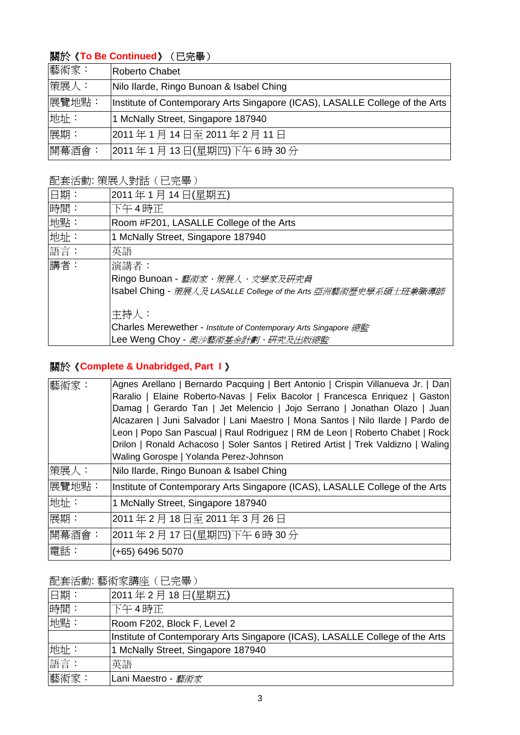**關於《To Be Continued》（已完畢）**

| 藝術家： | Roberto Chabet |
|---|---|
| 策展人： | Nilo Ilarde, Ringo Bunoan & Isabel Ching |
| 展覽地點： | Institute of Contemporary Arts Singapore (ICAS), LASALLE College of the Arts |
| 地址： | 1 McNally Street, Singapore 187940 |
| 展期： | 2011 年 1 月 14 日至 2011 年 2 月 11 日 |
| 開幕酒會： | 2011 年 1 月 13 日(星期四)下午 6 時 30 分 |

配套活動: 策展人對話（已完畢）

| 日期： | 2011 年 1 月 14 日(星期五) |
|---|---|
| 時間： | 下午 4 時正 |
| 地點： | Room #F201, LASALLE College of the Arts |
| 地址： | 1 McNally Street, Singapore 187940 |
| 語言： | 英語 |
| 講者： | 演講者：<br>Ringo Bunoan - *藝術家、策展人、文學家及研究員*<br>Isabel Ching - *策展人及 LASALLE College of the Arts 亞洲藝術歷史學系碩士班兼職導師*<br><br>主持人：<br>Charles Merewether - *Institute of Contemporary Arts Singapore 總監*<br>Lee Weng Choy - *奧沙藝術基金計劃、研究及出版總監* |

**關於《Complete & Unabridged, Part I》**

| 藝術家： | Agnes Arellano \| Bernardo Pacquing \| Bert Antonio \| Crispin Villanueva Jr. \| Dan Raralio \| Elaine Roberto-Navas \| Felix Bacolor \| Francesca Enriquez \| Gaston Damag \| Gerardo Tan \| Jet Melencio \| Jojo Serrano \| Jonathan Olazo \| Juan Alcazaren \| Juni Salvador \| Lani Maestro \| Mona Santos \| Nilo Ilarde \| Pardo de Leon \| Popo San Pascual \| Raul Rodriguez \| RM de Leon \| Roberto Chabet \| Rock Drilon \| Ronald Achacoso \| Soler Santos \| Retired Artist \| Trek Valdizno \| Waling Waling Gorospe \| Yolanda Perez-Johnson |
|---|---|
| 策展人： | Nilo Ilarde, Ringo Bunoan & Isabel Ching |
| 展覽地點： | Institute of Contemporary Arts Singapore (ICAS), LASALLE College of the Arts |
| 地址： | 1 McNally Street, Singapore 187940 |
| 展期： | 2011 年 2 月 18 日至 2011 年 3 月 26 日 |
| 開幕酒會： | 2011 年 2 月 17 日(星期四)下午 6 時 30 分 |
| 電話： | (+65) 6496 5070 |

配套活動: 藝術家講座（已完畢）

| 日期： | 2011 年 2 月 18 日(星期五) |
|---|---|
| 時間： | 下午 4 時正 |
| 地點： | Room F202, Block F, Level 2 |
| | Institute of Contemporary Arts Singapore (ICAS), LASALLE College of the Arts |
| 地址： | 1 McNally Street, Singapore 187940 |
| 語言： | 英語 |
| 藝術家： | Lani Maestro - *藝術家* |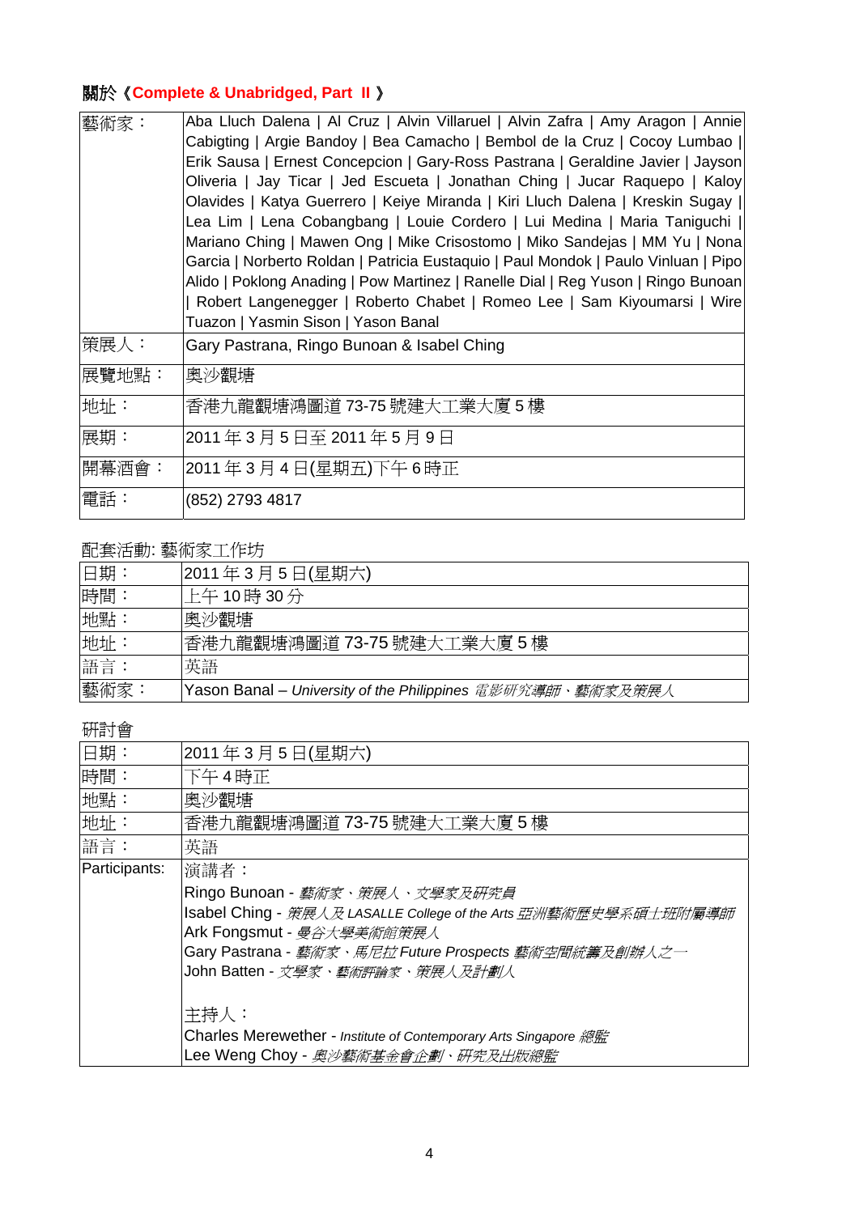### 關於《**Complete & Unabridged, Part II**》

| | |
|---|---|
| 藝術家： | Aba Lluch Dalena \| Al Cruz \| Alvin Villaruel \| Alvin Zafra \| Amy Aragon \| Annie Cabigting \| Argie Bandoy \| Bea Camacho \| Bembol de la Cruz \| Cocoy Lumbao \| Erik Sausa \| Ernest Concepcion \| Gary-Ross Pastrana \| Geraldine Javier \| Jayson Oliveria \| Jay Ticar \| Jed Escueta \| Jonathan Ching \| Jucar Raquepo \| Kaloy Olavides \| Katya Guerrero \| Keiye Miranda \| Kiri Lluch Dalena \| Kreskin Sugay \| Lea Lim \| Lena Cobangbang \| Louie Cordero \| Lui Medina \| Maria Taniguchi \| Mariano Ching \| Mawen Ong \| Mike Crisostomo \| Miko Sandejas \| MM Yu \| Nona Garcia \| Norberto Roldan \| Patricia Eustaquio \| Paul Mondok \| Paulo Vinluan \| Pipo Alido \| Poklong Anading \| Pow Martinez \| Ranelle Dial \| Reg Yuson \| Ringo Bunoan \| Robert Langenegger \| Roberto Chabet \| Romeo Lee \| Sam Kiyoumarsi \| Wire Tuazon \| Yasmin Sison \| Yason Banal |
| 策展人： | Gary Pastrana, Ringo Bunoan & Isabel Ching |
| 展覽地點： | 奧沙觀塘 |
| 地址： | 香港九龍觀塘鴻圖道 73-75 號建大工業大廈 5 樓 |
| 展期： | 2011 年 3 月 5 日至 2011 年 5 月 9 日 |
| 開幕酒會： | 2011 年 3 月 4 日(星期五)下午 6 時正 |
| 電話： | (852) 2793 4817 |

配套活動: 藝術家工作坊

| | |
|---|---|
| 日期： | 2011 年 3 月 5 日(星期六) |
| 時間： | 上午 10 時 30 分 |
| 地點： | 奧沙觀塘 |
| 地址： | 香港九龍觀塘鴻圖道 73-75 號建大工業大廈 5 樓 |
| 語言： | 英語 |
| 藝術家： | Yason Banal – *University of the Philippines 電影研究導師、藝術家及策展人* |

研討會

| | |
|---|---|
| 日期： | 2011 年 3 月 5 日(星期六) |
| 時間： | 下午 4 時正 |
| 地點： | 奧沙觀塘 |
| 地址： | 香港九龍觀塘鴻圖道 73-75 號建大工業大廈 5 樓 |
| 語言： | 英語 |
| Participants: | 演講者：<br>Ringo Bunoan - *藝術家、策展人、文學家及研究員*<br>Isabel Ching - *策展人及 LASALLE College of the Arts 亞洲藝術歷史學系碩士班附屬導師*<br>Ark Fongsmut - *曼谷大學美術館策展人*<br>Gary Pastrana - *藝術家、馬尼拉 Future Prospects 藝術空間統籌及創辦人之一*<br>John Batten - *文學家、藝術評論家、策展人及計劃人*<br><br>主持人：<br>Charles Merewether - *Institute of Contemporary Arts Singapore 總監*<br>Lee Weng Choy - *奧沙藝術基金會企劃、研究及出版總監* |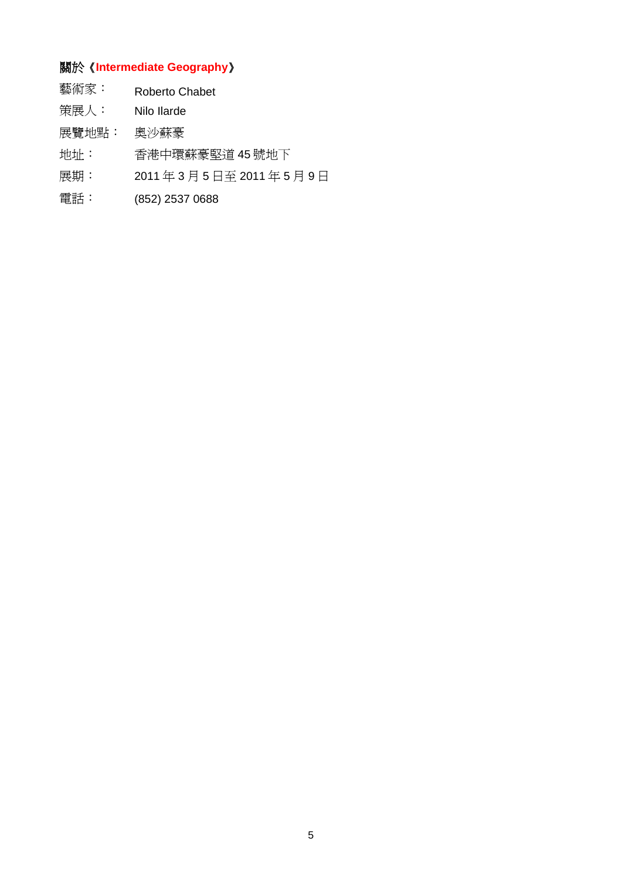## 關於《**Intermediate Geography**》

藝術家：　Roberto Chabet

策展人：　Nilo Ilarde

展覽地點：　奧沙蘇豪

地址：　香港中環蘇豪堅道 45 號地下

展期：　2011 年 3 月 5 日至 2011 年 5 月 9 日

電話：　(852) 2537 0688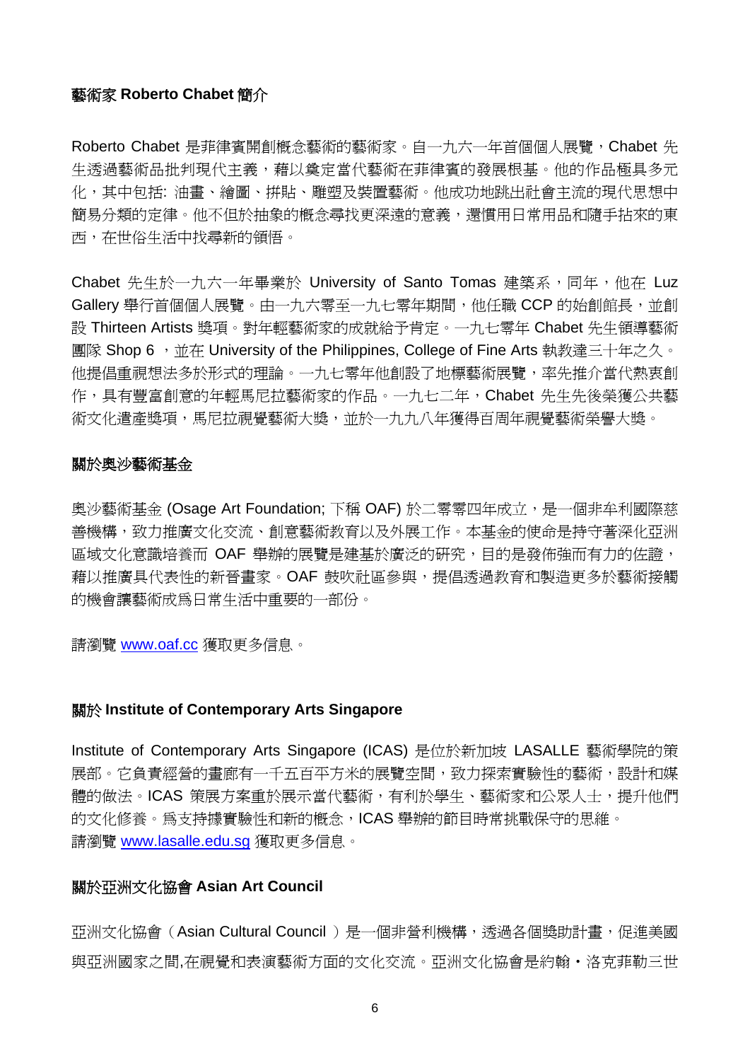## 藝術家 Roberto Chabet 簡介

Roberto Chabet 是菲律賓開創概念藝術的藝術家。自一九六一年首個個人展覽，Chabet 先生透過藝術品批判現代主義，藉以奠定當代藝術在菲律賓的發展根基。他的作品極具多元化，其中包括: 油畫、繪圖、拼貼、雕塑及裝置藝術。他成功地跳出社會主流的現代思想中簡易分類的定律。他不但於抽象的概念尋找更深遠的意義，還慣用日常用品和隨手拈來的東西，在世俗生活中找尋新的領悟。

Chabet 先生於一九六一年畢業於 University of Santo Tomas 建築系，同年，他在 Luz Gallery 舉行首個個人展覽。由一九六零至一九七零年期間，他任職 CCP 的始創館長，並創設 Thirteen Artists 獎項。對年輕藝術家的成就給予肯定。一九七零年 Chabet 先生領導藝術團隊 Shop 6 ，並在 University of the Philippines, College of Fine Arts 執教達三十年之久。他提倡重視想法多於形式的理論。一九七零年他創設了地標藝術展覽，率先推介當代熱衷創作，具有豐富創意的年輕馬尼拉藝術家的作品。一九七二年，Chabet 先生先後榮獲公共藝術文化遺產獎項，馬尼拉視覺藝術大獎，並於一九九八年獲得百周年視覺藝術榮譽大獎。

## 關於奧沙藝術基金

奧沙藝術基金 (Osage Art Foundation; 下稱 OAF) 於二零零四年成立，是一個非牟利國際慈善機構，致力推廣文化交流、創意藝術教育以及外展工作。本基金的使命是持守著深化亞洲區域文化意識培養而 OAF 舉辦的展覽是建基於廣泛的研究，目的是發佈強而有力的佐證，藉以推廣具代表性的新晉畫家。OAF 鼓吹社區參與，提倡透過教育和製造更多於藝術接觸的機會讓藝術成爲日常生活中重要的一部份。

請瀏覽 www.oaf.cc 獲取更多信息。

## 關於 Institute of Contemporary Arts Singapore

Institute of Contemporary Arts Singapore (ICAS) 是位於新加坡 LASALLE 藝術學院的策展部。它負責經營的畫廊有一千五百平方米的展覽空間，致力探索實驗性的藝術，設計和媒體的做法。ICAS 策展方案重於展示當代藝術，有利於學生、藝術家和公眾人士，提升他們的文化修養。爲支持擴實驗性和新的概念，ICAS 舉辦的節目時常挑戰保守的思維。
請瀏覽 www.lasalle.edu.sg 獲取更多信息。

## 關於亞洲文化協會 Asian Art Council

亞洲文化協會（Asian Cultural Council ）是一個非營利機構，透過各個獎助計畫，促進美國與亞洲國家之間,在視覺和表演藝術方面的文化交流。亞洲文化協會是約翰・洛克菲勒三世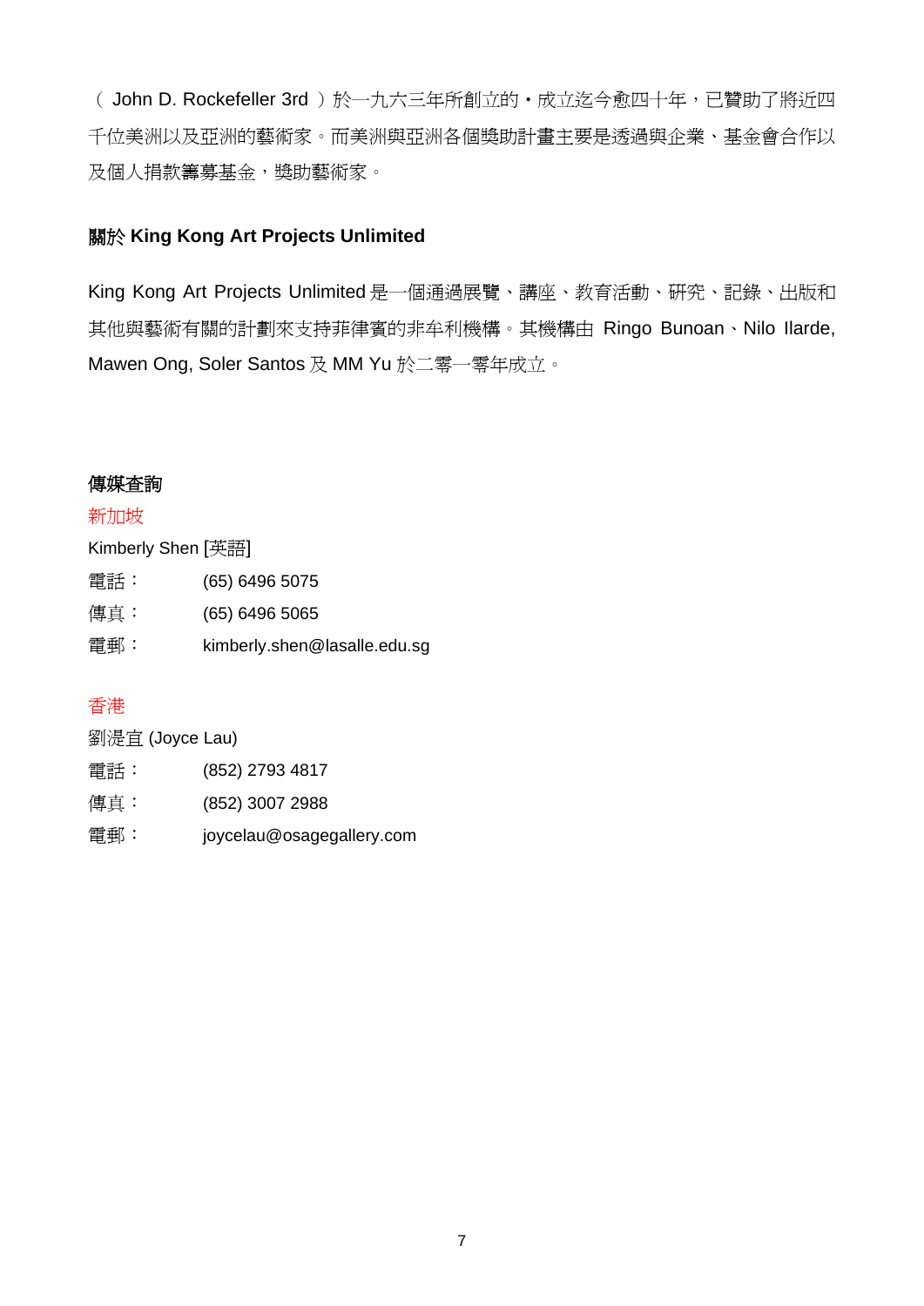（ John D. Rockefeller 3rd ）於一九六三年所創立的・成立迄今愈四十年，已贊助了將近四千位美洲以及亞洲的藝術家。而美洲與亞洲各個獎助計畫主要是透過與企業、基金會合作以及個人捐款籌募基金，獎助藝術家。

**關於 King Kong Art Projects Unlimited**

King Kong Art Projects Unlimited 是一個通過展覽、講座、教育活動、研究、記錄、出版和其他與藝術有關的計劃來支持菲律賓的非牟利機構。其機構由 Ringo Bunoan、Nilo Ilarde, Mawen Ong, Soler Santos 及 MM Yu 於二零一零年成立。

**傳媒查詢**

新加坡

Kimberly Shen [英語]

電話： (65) 6496 5075

傳真： (65) 6496 5065

電郵： kimberly.shen@lasalle.edu.sg

香港

劉湜宜 (Joyce Lau)

電話： (852) 2793 4817

傳真： (852) 3007 2988

電郵： joycelau@osagegallery.com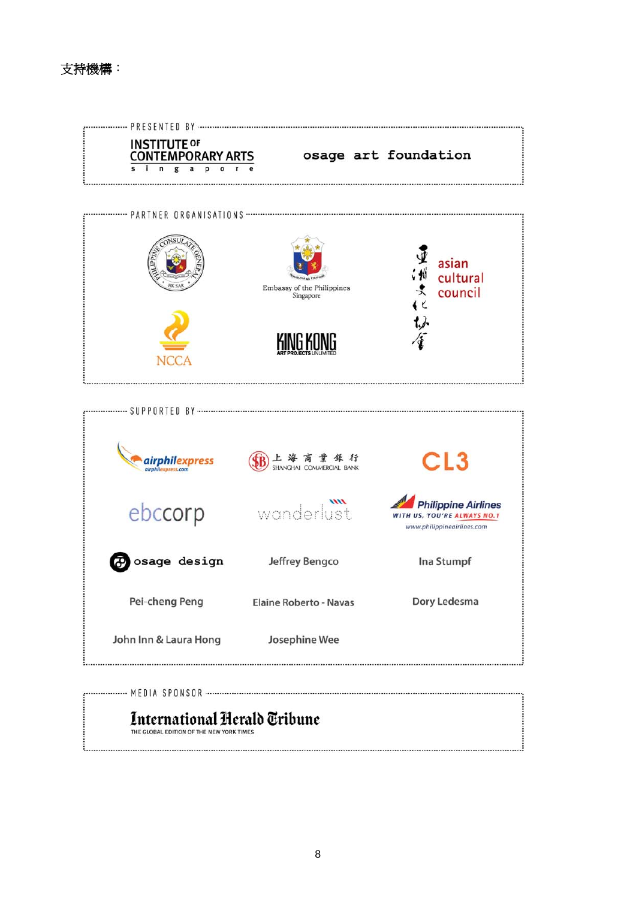支持機構：

PRESENTED BY

INSTITUTE OF CONTEMPORARY ARTS singapore

osage art foundation

PARTNER ORGANISATIONS

Consulate General Philippines HK SAR

Embassy of the Philippines Singapore

亞洲文化協會 asian cultural council

NCCA

KING KONG ART PROJECTS UNLIMITED

SUPPORTED BY

airphilexpress airphilexpress.com

上海商業銀行 SHANGHAI COMMERCIAL BANK

CL3

ebccorp

wanderlust

Philippine Airlines WITH US, YOU'RE ALWAYS NO.1 www.philippineairlines.com

osage design

Jeffrey Bengco

Ina Stumpf

Pei-cheng Peng

Elaine Roberto - Navas

Dory Ledesma

John Inn & Laura Hong

Josephine Wee

MEDIA SPONSOR

International Herald Tribune
THE GLOBAL EDITION OF THE NEW YORK TIMES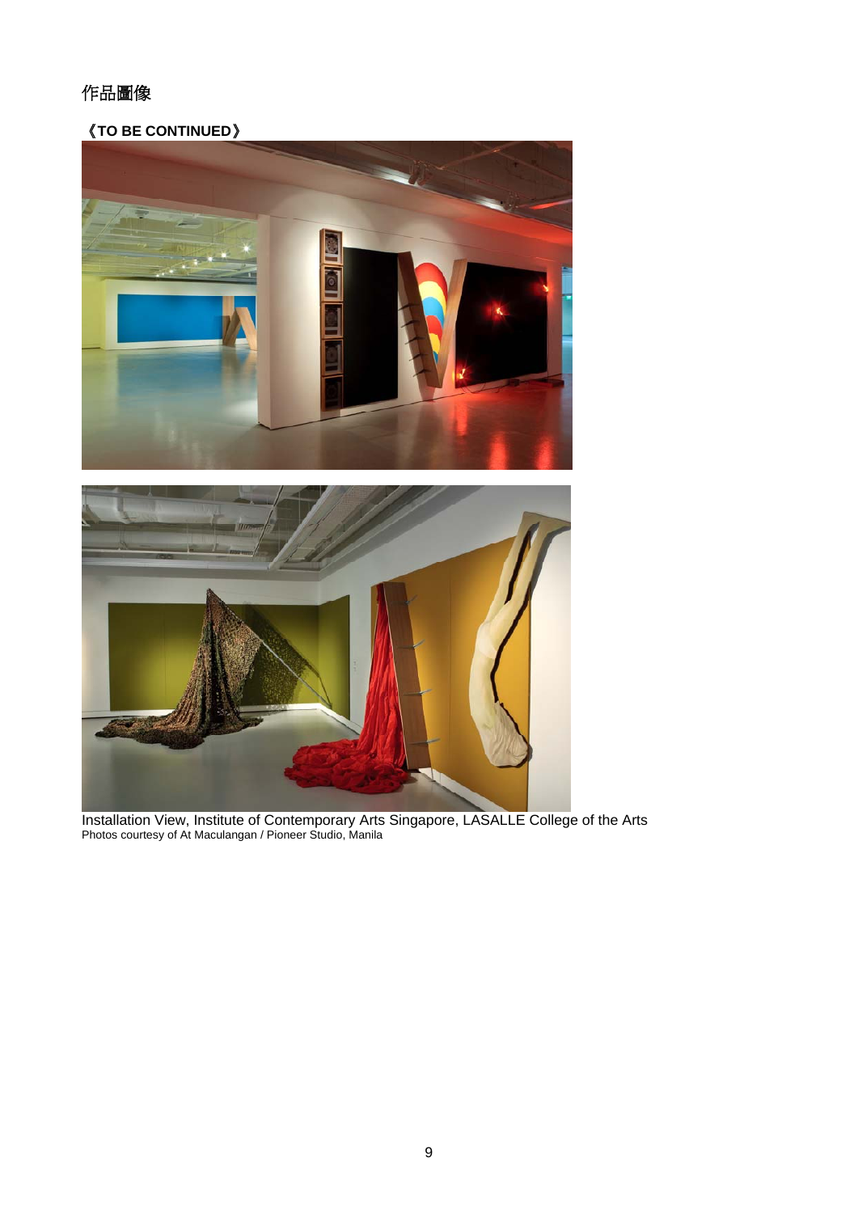# 作品圖像

**《TO BE CONTINUED》**

Installation View, Institute of Contemporary Arts Singapore, LASALLE College of the Arts
Photos courtesy of At Maculangan / Pioneer Studio, Manila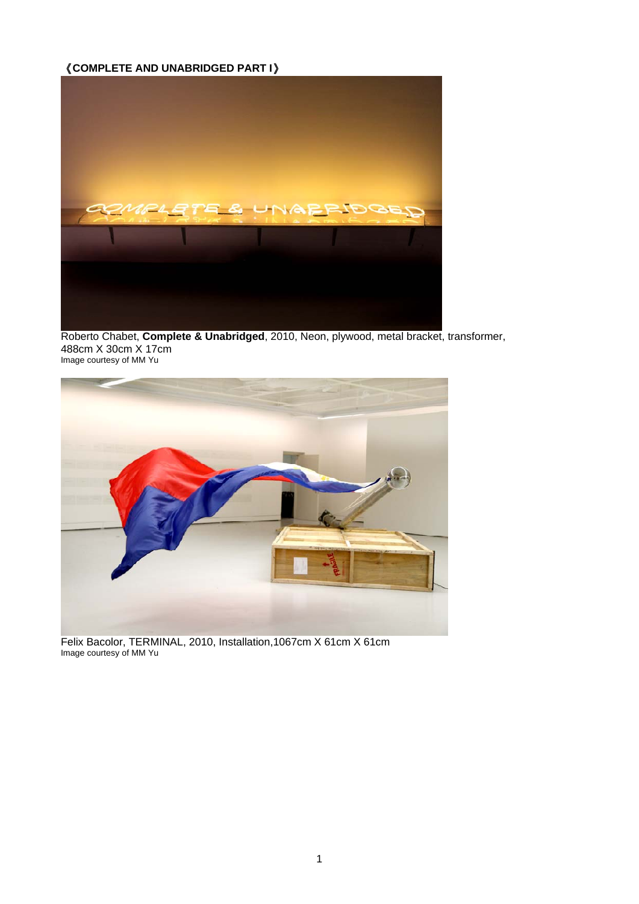**《COMPLETE AND UNABRIDGED PART I》**

Roberto Chabet, **Complete & Unabridged**, 2010, Neon, plywood, metal bracket, transformer, 488cm X 30cm X 17cm
Image courtesy of MM Yu

Felix Bacolor, TERMINAL, 2010, Installation,1067cm X 61cm X 61cm
Image courtesy of MM Yu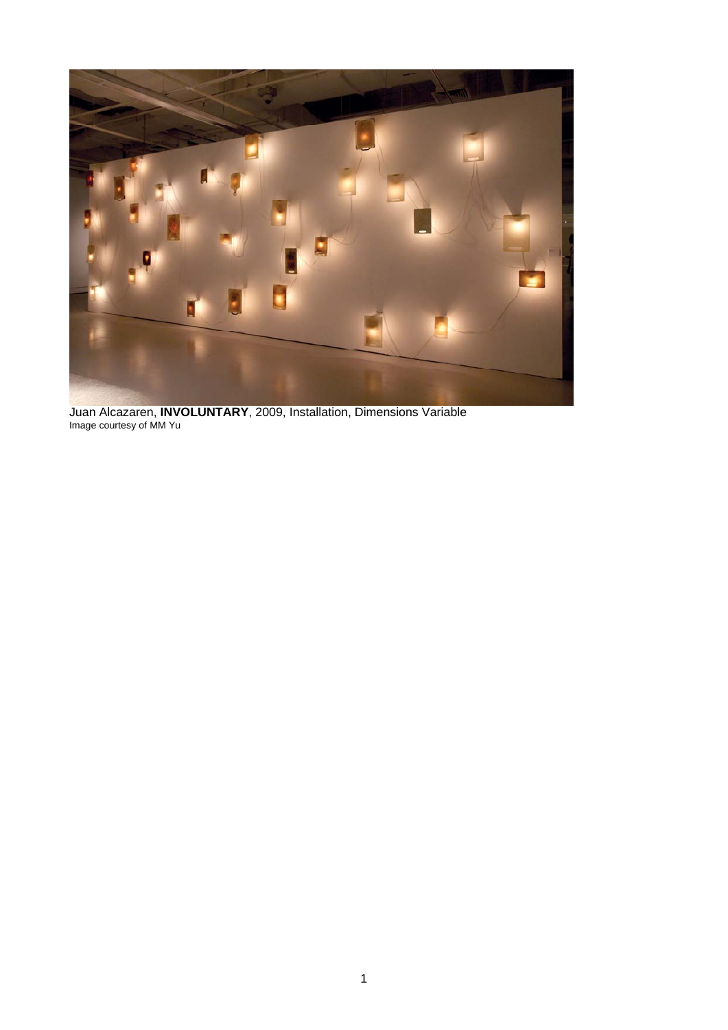Juan Alcazaren, **INVOLUNTARY**, 2009, Installation, Dimensions Variable
Image courtesy of MM Yu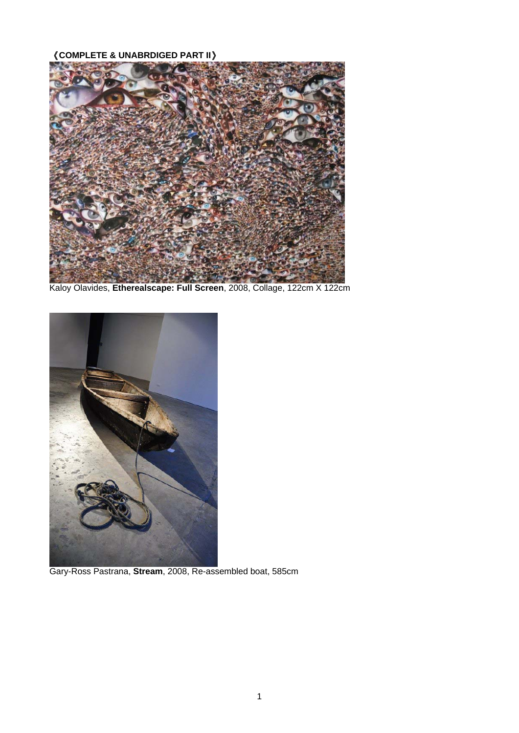《COMPLETE & UNABRDIGED PART II》

Kaloy Olavides, **Etherealscape: Full Screen**, 2008, Collage, 122cm X 122cm

Gary-Ross Pastrana, **Stream**, 2008, Re-assembled boat, 585cm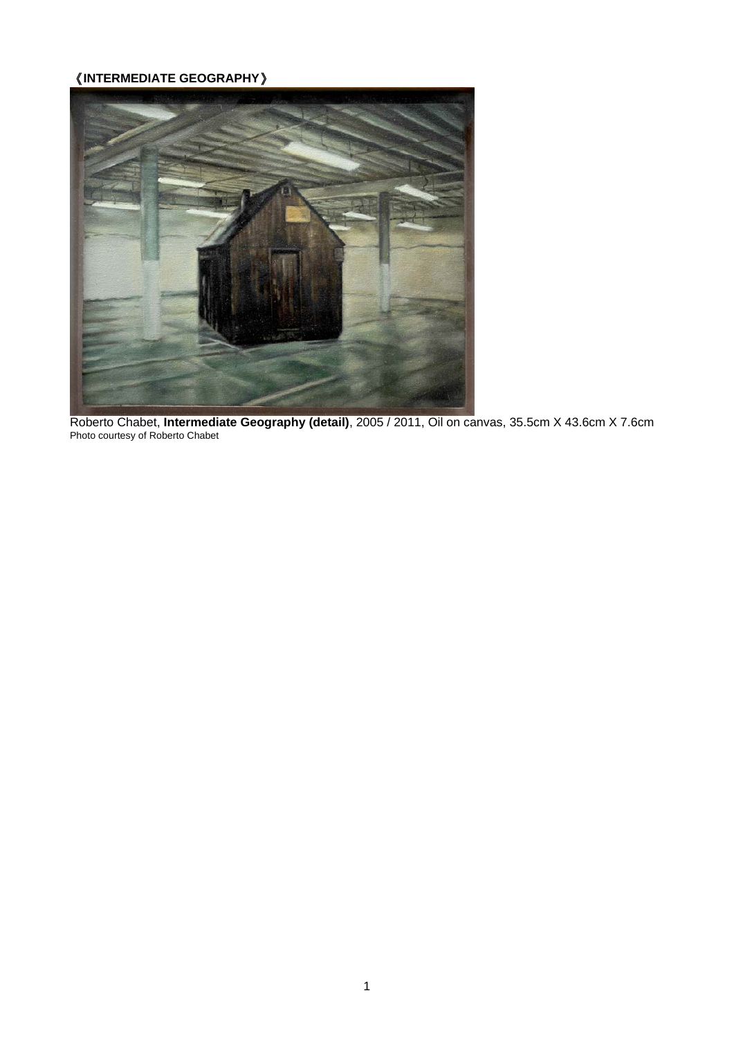**《INTERMEDIATE GEOGRAPHY》**

Roberto Chabet, **Intermediate Geography (detail)**, 2005 / 2011, Oil on canvas, 35.5cm X 43.6cm X 7.6cm
Photo courtesy of Roberto Chabet